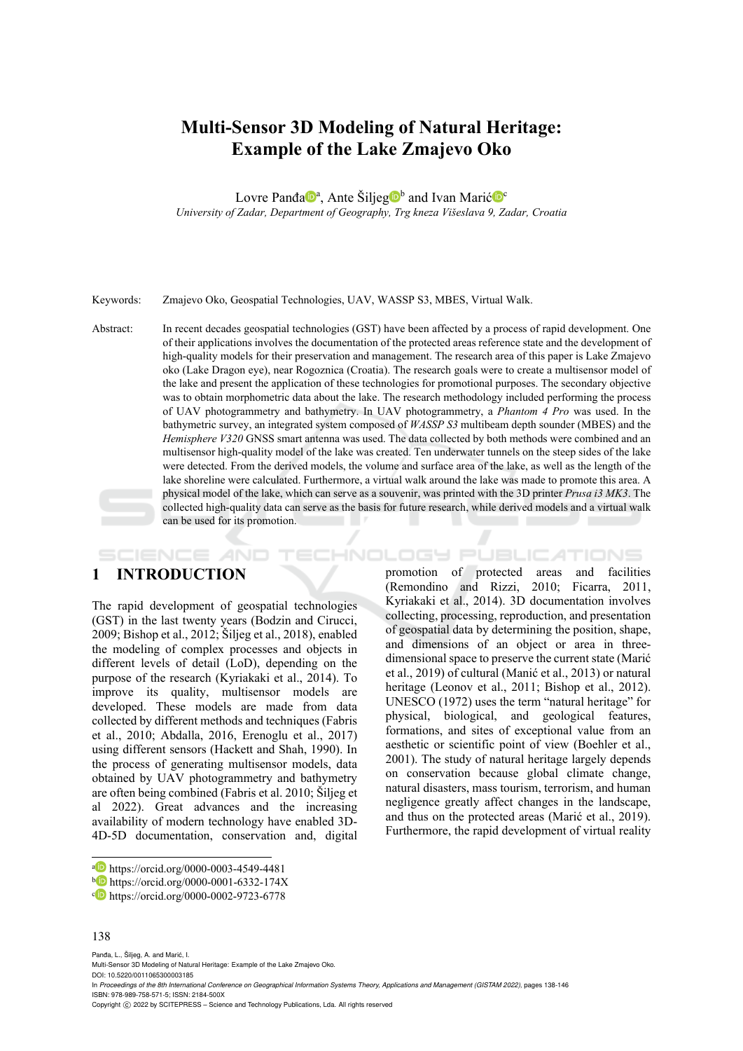# Multi-Sensor 3D Modeling of Natural Heritage: Example of the Lake Zmajevo Oko

Lovre Panđa[a], Ante Šiljeg[b] and Ivan Marić[c]

*University of Zadar, Department of Geography, Trg kneza Višeslava 9, Zadar, Croatia*

Keywords: Zmajevo Oko, Geospatial Technologies, UAV, WASSP S3, MBES, Virtual Walk.

Abstract: In recent decades geospatial technologies (GST) have been affected by a process of rapid development. One of their applications involves the documentation of the protected areas reference state and the development of high-quality models for their preservation and management. The research area of this paper is Lake Zmajevo oko (Lake Dragon eye), near Rogoznica (Croatia). The research goals were to create a multisensor model of the lake and present the application of these technologies for promotional purposes. The secondary objective was to obtain morphometric data about the lake. The research methodology included performing the process of UAV photogrammetry and bathymetry. In UAV photogrammetry, a *Phantom 4 Pro* was used. In the bathymetric survey, an integrated system composed of *WASSP S3* multibeam depth sounder (MBES) and the *Hemisphere V320* GNSS smart antenna was used. The data collected by both methods were combined and an multisensor high-quality model of the lake was created. Ten underwater tunnels on the steep sides of the lake were detected. From the derived models, the volume and surface area of the lake, as well as the length of the lake shoreline were calculated. Furthermore, a virtual walk around the lake was made to promote this area. A physical model of the lake, which can serve as a souvenir, was printed with the 3D printer *Prusa i3 MK3*. The collected high-quality data can serve as the basis for future research, while derived models and a virtual walk can be used for its promotion.

## 1 INTRODUCTION

The rapid development of geospatial technologies (GST) in the last twenty years (Bodzin and Cirucci, 2009; Bishop et al., 2012; Šiljeg et al., 2018), enabled the modeling of complex processes and objects in different levels of detail (LoD), depending on the purpose of the research (Kyriakaki et al., 2014). To improve its quality, multisensor models are developed. These models are made from data collected by different methods and techniques (Fabris et al., 2010; Abdalla, 2016, Erenoglu et al., 2017) using different sensors (Hackett and Shah, 1990). In the process of generating multisensor models, data obtained by UAV photogrammetry and bathymetry are often being combined (Fabris et al. 2010; Šiljeg et al 2022). Great advances and the increasing availability of modern technology have enabled 3D-4D-5D documentation, conservation and, digital promotion of protected areas and facilities (Remondino and Rizzi, 2010; Ficarra, 2011, Kyriakaki et al., 2014). 3D documentation involves collecting, processing, reproduction, and presentation of geospatial data by determining the position, shape, and dimensions of an object or area in three-dimensional space to preserve the current state (Marić et al., 2019) of cultural (Manić et al., 2013) or natural heritage (Leonov et al., 2011; Bishop et al., 2012). UNESCO (1972) uses the term "natural heritage" for physical, biological, and geological features, formations, and sites of exceptional value from an aesthetic or scientific point of view (Boehler et al., 2001). The study of natural heritage largely depends on conservation because global climate change, natural disasters, mass tourism, terrorism, and human negligence greatly affect changes in the landscape, and thus on the protected areas (Marić et al., 2019). Furthermore, the rapid development of virtual reality

[a] https://orcid.org/0000-0003-4549-4481
[b] https://orcid.org/0000-0001-6332-174X
[c] https://orcid.org/0000-0002-9723-6778

Panđa, L., Šiljeg, A. and Marić, I.
Multi-Sensor 3D Modeling of Natural Heritage: Example of the Lake Zmajevo Oko.
DOI: 10.5220/0011065300003185
In *Proceedings of the 8th International Conference on Geographical Information Systems Theory, Applications and Management (GISTAM 2022)*, pages 138-146
ISBN: 978-989-758-571-5; ISSN: 2184-500X
Copyright © 2022 by SCITEPRESS – Science and Technology Publications, Lda. All rights reserved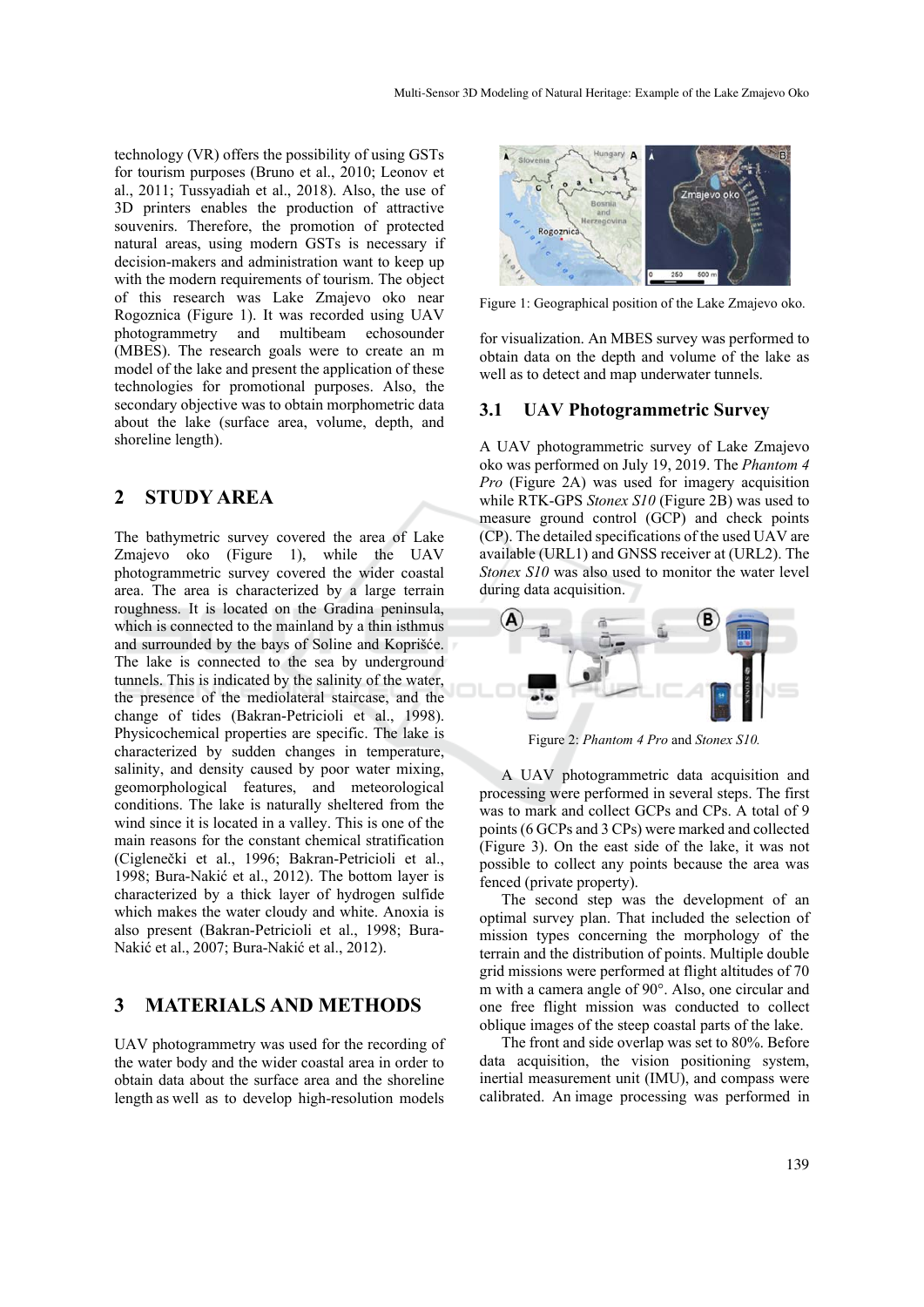technology (VR) offers the possibility of using GSTs for tourism purposes (Bruno et al., 2010; Leonov et al., 2011; Tussyadiah et al., 2018). Also, the use of 3D printers enables the production of attractive souvenirs. Therefore, the promotion of protected natural areas, using modern GSTs is necessary if decision-makers and administration want to keep up with the modern requirements of tourism. The object of this research was Lake Zmajevo oko near Rogoznica (Figure 1). It was recorded using UAV photogrammetry and multibeam echosounder (MBES). The research goals were to create an m model of the lake and present the application of these technologies for promotional purposes. Also, the secondary objective was to obtain morphometric data about the lake (surface area, volume, depth, and shoreline length).

## 2 STUDY AREA

The bathymetric survey covered the area of Lake Zmajevo oko (Figure 1), while the UAV photogrammetric survey covered the wider coastal area. The area is characterized by a large terrain roughness. It is located on the Gradina peninsula, which is connected to the mainland by a thin isthmus and surrounded by the bays of Soline and Koprišće. The lake is connected to the sea by underground tunnels. This is indicated by the salinity of the water, the presence of the mediolateral staircase, and the change of tides (Bakran-Petricioli et al., 1998). Physicochemical properties are specific. The lake is characterized by sudden changes in temperature, salinity, and density caused by poor water mixing, geomorphological features, and meteorological conditions. The lake is naturally sheltered from the wind since it is located in a valley. This is one of the main reasons for the constant chemical stratification (Ciglenečki et al., 1996; Bakran-Petricioli et al., 1998; Bura-Nakić et al., 2012). The bottom layer is characterized by a thick layer of hydrogen sulfide which makes the water cloudy and white. Anoxia is also present (Bakran-Petricioli et al., 1998; Bura-Nakić et al., 2007; Bura-Nakić et al., 2012).

## 3 MATERIALS AND METHODS

UAV photogrammetry was used for the recording of the water body and the wider coastal area in order to obtain data about the surface area and the shoreline length as well as to develop high-resolution models for visualization. An MBES survey was performed to obtain data on the depth and volume of the lake as well as to detect and map underwater tunnels.

Figure 1: Geographical position of the Lake Zmajevo oko.

### 3.1 UAV Photogrammetric Survey

A UAV photogrammetric survey of Lake Zmajevo oko was performed on July 19, 2019. The *Phantom 4 Pro* (Figure 2A) was used for imagery acquisition while RTK-GPS *Stonex S10* (Figure 2B) was used to measure ground control (GCP) and check points (CP). The detailed specifications of the used UAV are available (URL1) and GNSS receiver at (URL2). The *Stonex S10* was also used to monitor the water level during data acquisition.

Figure 2: *Phantom 4 Pro* and *Stonex S10.*

A UAV photogrammetric data acquisition and processing were performed in several steps. The first was to mark and collect GCPs and CPs. A total of 9 points (6 GCPs and 3 CPs) were marked and collected (Figure 3). On the east side of the lake, it was not possible to collect any points because the area was fenced (private property).

The second step was the development of an optimal survey plan. That included the selection of mission types concerning the morphology of the terrain and the distribution of points. Multiple double grid missions were performed at flight altitudes of 70 m with a camera angle of 90°. Also, one circular and one free flight mission was conducted to collect oblique images of the steep coastal parts of the lake.

The front and side overlap was set to 80%. Before data acquisition, the vision positioning system, inertial measurement unit (IMU), and compass were calibrated. An image processing was performed in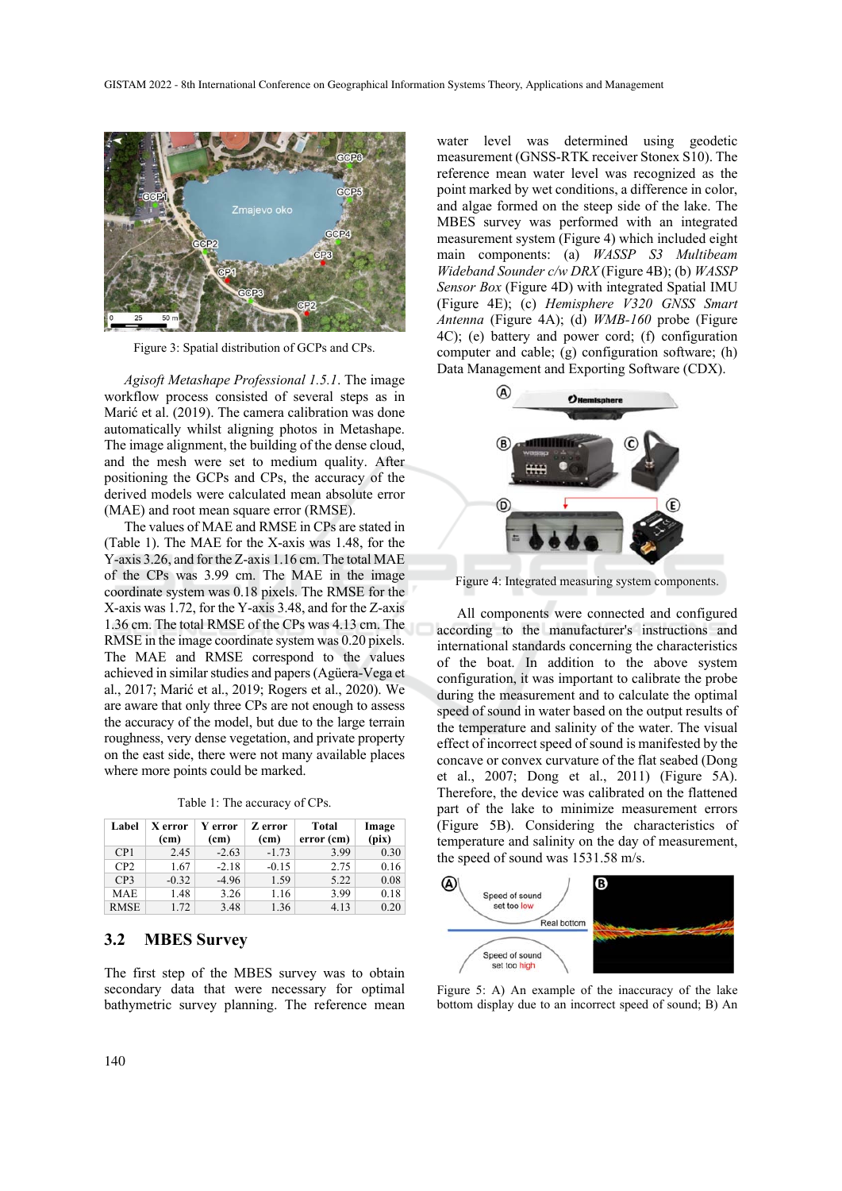Figure 3: Spatial distribution of GCPs and CPs.

*Agisoft Metashape Professional 1.5.1*. The image workflow process consisted of several steps as in Marić et al. (2019). The camera calibration was done automatically whilst aligning photos in Metashape. The image alignment, the building of the dense cloud, and the mesh were set to medium quality. After positioning the GCPs and CPs, the accuracy of the derived models were calculated mean absolute error (MAE) and root mean square error (RMSE).

The values of MAE and RMSE in CPs are stated in (Table 1). The MAE for the X-axis was 1.48, for the Y-axis 3.26, and for the Z-axis 1.16 cm. The total MAE of the CPs was 3.99 cm. The MAE in the image coordinate system was 0.18 pixels. The RMSE for the X-axis was 1.72, for the Y-axis 3.48, and for the Z-axis 1.36 cm. The total RMSE of the CPs was 4.13 cm. The RMSE in the image coordinate system was 0.20 pixels. The MAE and RMSE correspond to the values achieved in similar studies and papers (Agüera-Vega et al., 2017; Marić et al., 2019; Rogers et al., 2020). We are aware that only three CPs are not enough to assess the accuracy of the model, but due to the large terrain roughness, very dense vegetation, and private property on the east side, there were not many available places where more points could be marked.

Table 1: The accuracy of CPs.

| Label | X error (cm) | Y error (cm) | Z error (cm) | Total error (cm) | Image (pix) |
|---|---|---|---|---|---|
| CP1 | 2.45 | -2.63 | -1.73 | 3.99 | 0.30 |
| CP2 | 1.67 | -2.18 | -0.15 | 2.75 | 0.16 |
| CP3 | -0.32 | -4.96 | 1.59 | 5.22 | 0.08 |
| MAE | 1.48 | 3.26 | 1.16 | 3.99 | 0.18 |
| RMSE | 1.72 | 3.48 | 1.36 | 4.13 | 0.20 |

## 3.2 MBES Survey

The first step of the MBES survey was to obtain secondary data that were necessary for optimal bathymetric survey planning. The reference mean water level was determined using geodetic measurement (GNSS-RTK receiver Stonex S10). The reference mean water level was recognized as the point marked by wet conditions, a difference in color, and algae formed on the steep side of the lake. The MBES survey was performed with an integrated measurement system (Figure 4) which included eight main components: (a) *WASSP S3 Multibeam Wideband Sounder c/w DRX* (Figure 4B); (b) *WASSP Sensor Box* (Figure 4D) with integrated Spatial IMU (Figure 4E); (c) *Hemisphere V320 GNSS Smart Antenna* (Figure 4A); (d) *WMB-160* probe (Figure 4C); (e) battery and power cord; (f) configuration computer and cable; (g) configuration software; (h) Data Management and Exporting Software (CDX).

Figure 4: Integrated measuring system components.

All components were connected and configured according to the manufacturer's instructions and international standards concerning the characteristics of the boat. In addition to the above system configuration, it was important to calibrate the probe during the measurement and to calculate the optimal speed of sound in water based on the output results of the temperature and salinity of the water. The visual effect of incorrect speed of sound is manifested by the concave or convex curvature of the flat seabed (Dong et al., 2007; Dong et al., 2011) (Figure 5A). Therefore, the device was calibrated on the flattened part of the lake to minimize measurement errors (Figure 5B). Considering the characteristics of temperature and salinity on the day of measurement, the speed of sound was 1531.58 m/s.

Figure 5: A) An example of the inaccuracy of the lake bottom display due to an incorrect speed of sound; B) An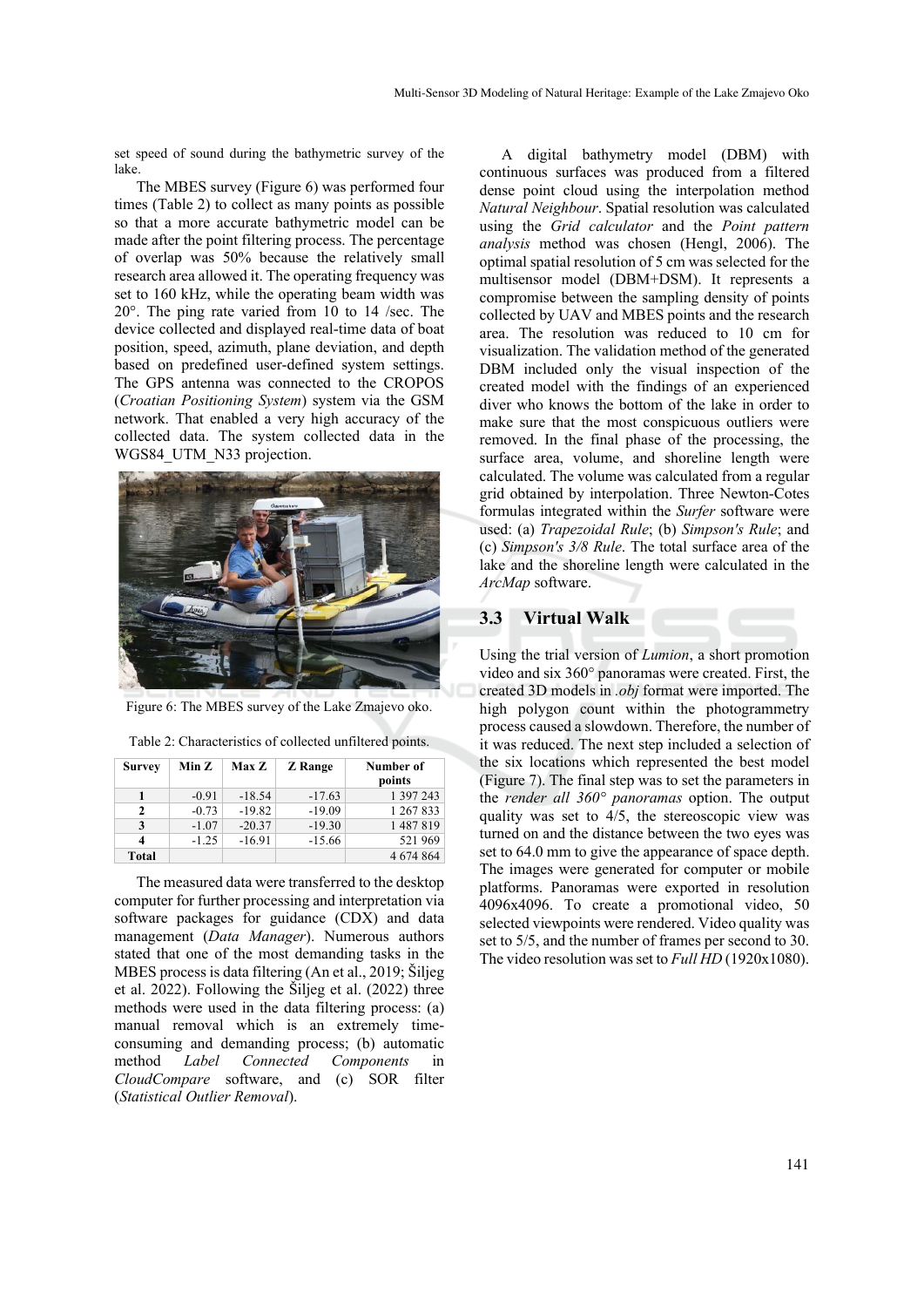set speed of sound during the bathymetric survey of the lake.

The MBES survey (Figure 6) was performed four times (Table 2) to collect as many points as possible so that a more accurate bathymetric model can be made after the point filtering process. The percentage of overlap was 50% because the relatively small research area allowed it. The operating frequency was set to 160 kHz, while the operating beam width was 20°. The ping rate varied from 10 to 14 /sec. The device collected and displayed real-time data of boat position, speed, azimuth, plane deviation, and depth based on predefined user-defined system settings. The GPS antenna was connected to the CROPOS (*Croatian Positioning System*) system via the GSM network. That enabled a very high accuracy of the collected data. The system collected data in the WGS84_UTM_N33 projection.

Figure 6: The MBES survey of the Lake Zmajevo oko.

Table 2: Characteristics of collected unfiltered points.

| Survey | Min Z | Max Z | Z Range | Number of points |
|---|---|---|---|---|
| 1 | -0.91 | -18.54 | -17.63 | 1 397 243 |
| 2 | -0.73 | -19.82 | -19.09 | 1 267 833 |
| 3 | -1.07 | -20.37 | -19.30 | 1 487 819 |
| 4 | -1.25 | -16.91 | -15.66 | 521 969 |
| Total | | | | 4 674 864 |

The measured data were transferred to the desktop computer for further processing and interpretation via software packages for guidance (CDX) and data management (*Data Manager*). Numerous authors stated that one of the most demanding tasks in the MBES process is data filtering (An et al., 2019; Šiljeg et al. 2022). Following the Šiljeg et al. (2022) three methods were used in the data filtering process: (a) manual removal which is an extremely time-consuming and demanding process; (b) automatic method *Label Connected Components* in *CloudCompare* software, and (c) SOR filter (*Statistical Outlier Removal*).

A digital bathymetry model (DBM) with continuous surfaces was produced from a filtered dense point cloud using the interpolation method *Natural Neighbour*. Spatial resolution was calculated using the *Grid calculator* and the *Point pattern analysis* method was chosen (Hengl, 2006). The optimal spatial resolution of 5 cm was selected for the multisensor model (DBM+DSM). It represents a compromise between the sampling density of points collected by UAV and MBES points and the research area. The resolution was reduced to 10 cm for visualization. The validation method of the generated DBM included only the visual inspection of the created model with the findings of an experienced diver who knows the bottom of the lake in order to make sure that the most conspicuous outliers were removed. In the final phase of the processing, the surface area, volume, and shoreline length were calculated. The volume was calculated from a regular grid obtained by interpolation. Three Newton-Cotes formulas integrated within the *Surfer* software were used: (a) *Trapezoidal Rule*; (b) *Simpson's Rule*; and (c) *Simpson's 3/8 Rule*. The total surface area of the lake and the shoreline length were calculated in the *ArcMap* software.

### 3.3 Virtual Walk

Using the trial version of *Lumion*, a short promotion video and six 360° panoramas were created. First, the created 3D models in *.obj* format were imported. The high polygon count within the photogrammetry process caused a slowdown. Therefore, the number of it was reduced. The next step included a selection of the six locations which represented the best model (Figure 7). The final step was to set the parameters in the *render all 360° panoramas* option. The output quality was set to 4/5, the stereoscopic view was turned on and the distance between the two eyes was set to 64.0 mm to give the appearance of space depth. The images were generated for computer or mobile platforms. Panoramas were exported in resolution 4096x4096. To create a promotional video, 50 selected viewpoints were rendered. Video quality was set to 5/5, and the number of frames per second to 30. The video resolution was set to *Full HD* (1920x1080).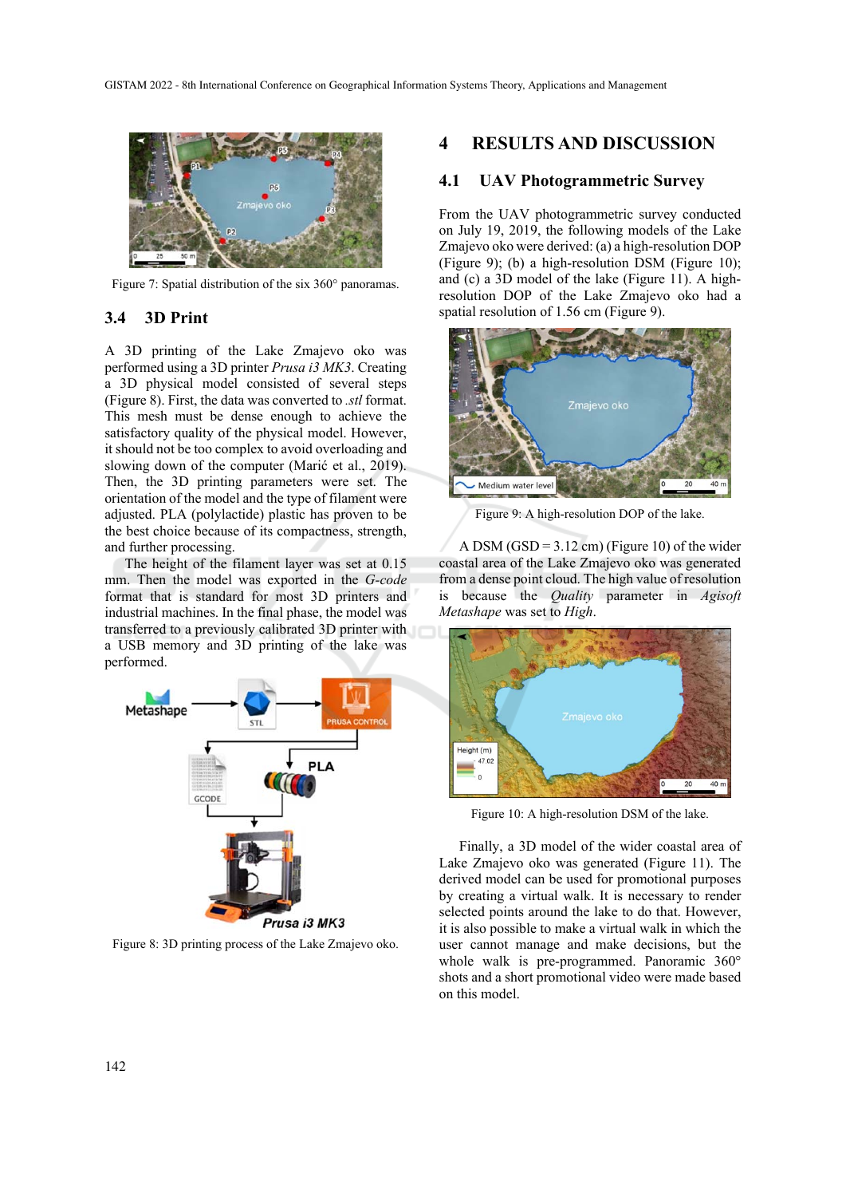Figure 7: Spatial distribution of the six 360° panoramas.

### 3.4 3D Print

A 3D printing of the Lake Zmajevo oko was performed using a 3D printer *Prusa i3 MK3*. Creating a 3D physical model consisted of several steps (Figure 8). First, the data was converted to *.stl* format. This mesh must be dense enough to achieve the satisfactory quality of the physical model. However, it should not be too complex to avoid overloading and slowing down of the computer (Marić et al., 2019). Then, the 3D printing parameters were set. The orientation of the model and the type of filament were adjusted. PLA (polylactide) plastic has proven to be the best choice because of its compactness, strength, and further processing.

The height of the filament layer was set at 0.15 mm. Then the model was exported in the *G-code* format that is standard for most 3D printers and industrial machines. In the final phase, the model was transferred to a previously calibrated 3D printer with a USB memory and 3D printing of the lake was performed.

Figure 8: 3D printing process of the Lake Zmajevo oko.

## 4 RESULTS AND DISCUSSION

### 4.1 UAV Photogrammetric Survey

From the UAV photogrammetric survey conducted on July 19, 2019, the following models of the Lake Zmajevo oko were derived: (a) a high-resolution DOP (Figure 9); (b) a high-resolution DSM (Figure 10); and (c) a 3D model of the lake (Figure 11). A high-resolution DOP of the Lake Zmajevo oko had a spatial resolution of 1.56 cm (Figure 9).

Figure 9: A high-resolution DOP of the lake.

A DSM (GSD = 3.12 cm) (Figure 10) of the wider coastal area of the Lake Zmajevo oko was generated from a dense point cloud. The high value of resolution is because the *Quality* parameter in *Agisoft Metashape* was set to *High*.

Figure 10: A high-resolution DSM of the lake.

Finally, a 3D model of the wider coastal area of Lake Zmajevo oko was generated (Figure 11). The derived model can be used for promotional purposes by creating a virtual walk. It is necessary to render selected points around the lake to do that. However, it is also possible to make a virtual walk in which the user cannot manage and make decisions, but the whole walk is pre-programmed. Panoramic 360° shots and a short promotional video were made based on this model.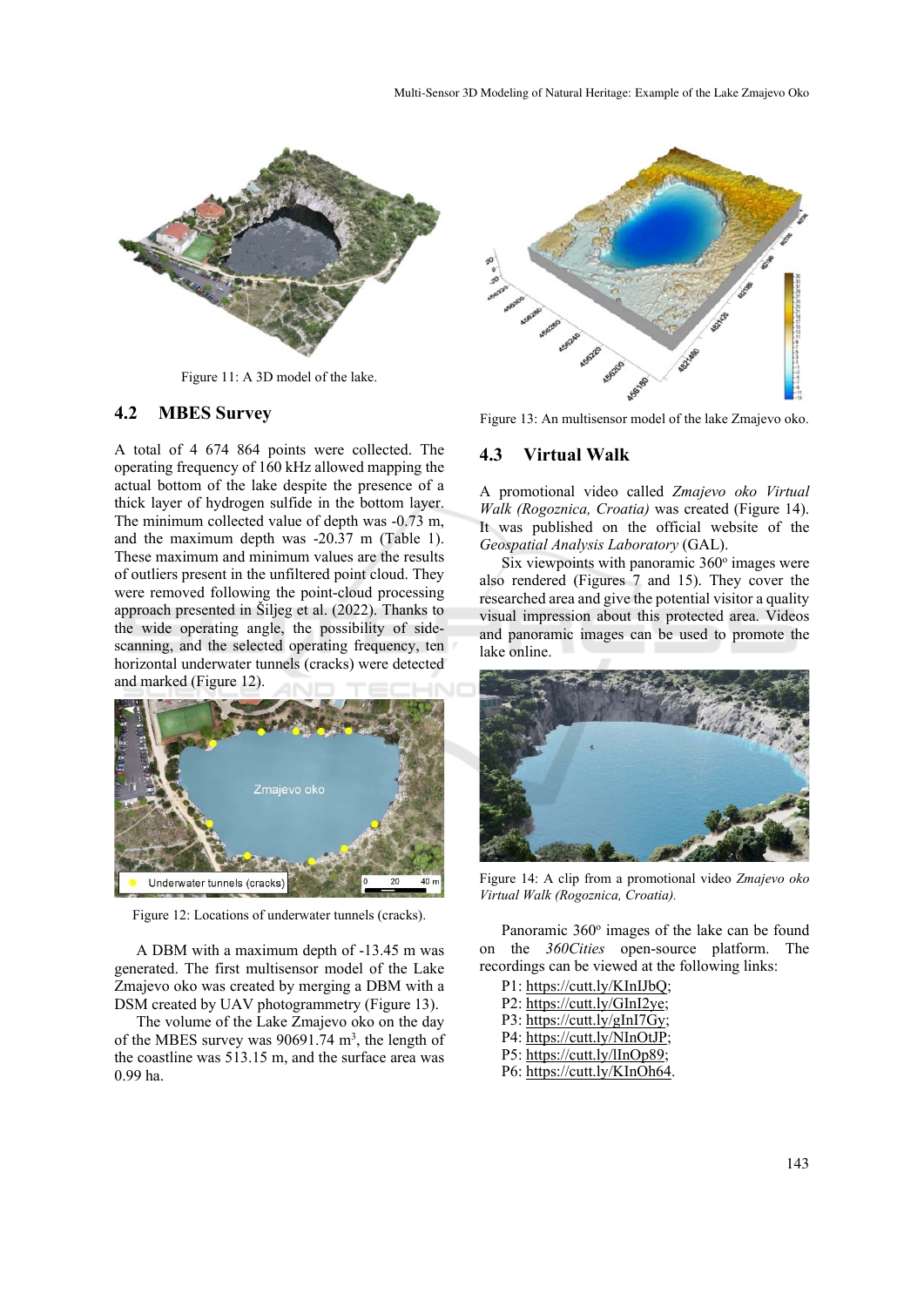Figure 11: A 3D model of the lake.

## 4.2 MBES Survey

A total of 4 674 864 points were collected. The operating frequency of 160 kHz allowed mapping the actual bottom of the lake despite the presence of a thick layer of hydrogen sulfide in the bottom layer. The minimum collected value of depth was -0.73 m, and the maximum depth was -20.37 m (Table 1). These maximum and minimum values are the results of outliers present in the unfiltered point cloud. They were removed following the point-cloud processing approach presented in Šiljeg et al. (2022). Thanks to the wide operating angle, the possibility of side-scanning, and the selected operating frequency, ten horizontal underwater tunnels (cracks) were detected and marked (Figure 12).

Figure 12: Locations of underwater tunnels (cracks).

A DBM with a maximum depth of -13.45 m was generated. The first multisensor model of the Lake Zmajevo oko was created by merging a DBM with a DSM created by UAV photogrammetry (Figure 13).

The volume of the Lake Zmajevo oko on the day of the MBES survey was 90691.74 m$^3$, the length of the coastline was 513.15 m, and the surface area was 0.99 ha.

Figure 13: An multisensor model of the lake Zmajevo oko.

## 4.3 Virtual Walk

A promotional video called *Zmajevo oko Virtual Walk (Rogoznica, Croatia)* was created (Figure 14). It was published on the official website of the *Geospatial Analysis Laboratory* (GAL).

Six viewpoints with panoramic 360° images were also rendered (Figures 7 and 15). They cover the researched area and give the potential visitor a quality visual impression about this protected area. Videos and panoramic images can be used to promote the lake online.

Figure 14: A clip from a promotional video *Zmajevo oko Virtual Walk (Rogoznica, Croatia).*

Panoramic 360° images of the lake can be found on the *360Cities* open-source platform. The recordings can be viewed at the following links:

P1: https://cutt.ly/KInIJbQ;
P2: https://cutt.ly/GInI2ye;
P3: https://cutt.ly/gInI7Gy;
P4: https://cutt.ly/NInOtJP;
P5: https://cutt.ly/lInOp89;
P6: https://cutt.ly/KInOh64.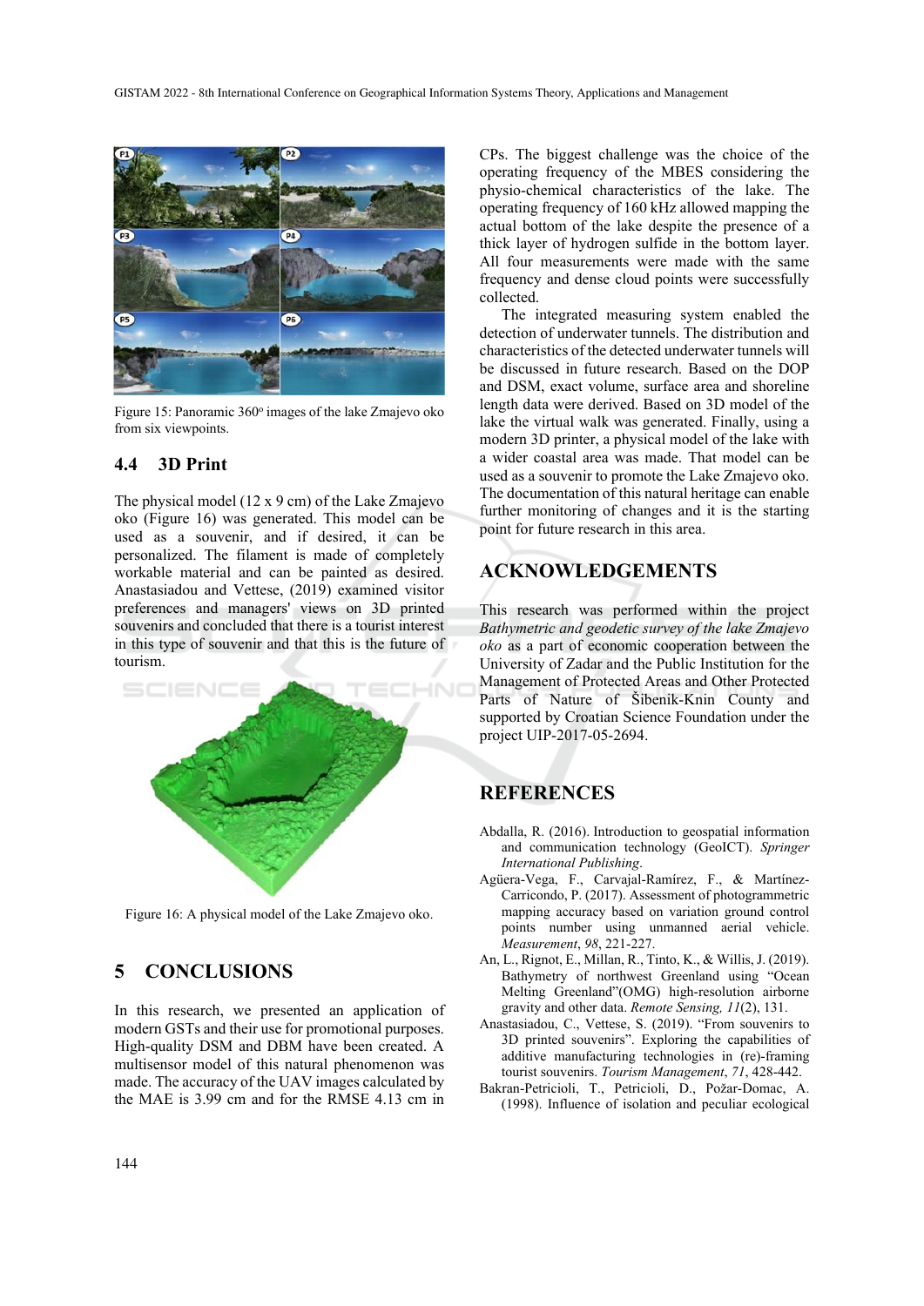Figure 15: Panoramic 360° images of the lake Zmajevo oko from six viewpoints.

### 4.4 3D Print

The physical model (12 x 9 cm) of the Lake Zmajevo oko (Figure 16) was generated. This model can be used as a souvenir, and if desired, it can be personalized. The filament is made of completely workable material and can be painted as desired. Anastasiadou and Vettese, (2019) examined visitor preferences and managers' views on 3D printed souvenirs and concluded that there is a tourist interest in this type of souvenir and that this is the future of tourism.

Figure 16: A physical model of the Lake Zmajevo oko.

## 5 CONCLUSIONS

In this research, we presented an application of modern GSTs and their use for promotional purposes. High-quality DSM and DBM have been created. A multisensor model of this natural phenomenon was made. The accuracy of the UAV images calculated by the MAE is 3.99 cm and for the RMSE 4.13 cm in CPs. The biggest challenge was the choice of the operating frequency of the MBES considering the physio-chemical characteristics of the lake. The operating frequency of 160 kHz allowed mapping the actual bottom of the lake despite the presence of a thick layer of hydrogen sulfide in the bottom layer. All four measurements were made with the same frequency and dense cloud points were successfully collected.

The integrated measuring system enabled the detection of underwater tunnels. The distribution and characteristics of the detected underwater tunnels will be discussed in future research. Based on the DOP and DSM, exact volume, surface area and shoreline length data were derived. Based on 3D model of the lake the virtual walk was generated. Finally, using a modern 3D printer, a physical model of the lake with a wider coastal area was made. That model can be used as a souvenir to promote the Lake Zmajevo oko. The documentation of this natural heritage can enable further monitoring of changes and it is the starting point for future research in this area.

## ACKNOWLEDGEMENTS

This research was performed within the project *Bathymetric and geodetic survey of the lake Zmajevo oko* as a part of economic cooperation between the University of Zadar and the Public Institution for the Management of Protected Areas and Other Protected Parts of Nature of Šibenik-Knin County and supported by Croatian Science Foundation under the project UIP-2017-05-2694.

## REFERENCES

Abdalla, R. (2016). Introduction to geospatial information and communication technology (GeoICT). *Springer International Publishing*.

Agüera-Vega, F., Carvajal-Ramírez, F., & Martínez-Carricondo, P. (2017). Assessment of photogrammetric mapping accuracy based on variation ground control points number using unmanned aerial vehicle. *Measurement*, *98*, 221-227.

An, L., Rignot, E., Millan, R., Tinto, K., & Willis, J. (2019). Bathymetry of northwest Greenland using "Ocean Melting Greenland"(OMG) high-resolution airborne gravity and other data. *Remote Sensing, 11*(2), 131.

Anastasiadou, C., Vettese, S. (2019). "From souvenirs to 3D printed souvenirs". Exploring the capabilities of additive manufacturing technologies in (re)-framing tourist souvenirs. *Tourism Management*, *71*, 428-442.

Bakran-Petricioli, T., Petricioli, D., Požar-Domac, A. (1998). Influence of isolation and peculiar ecological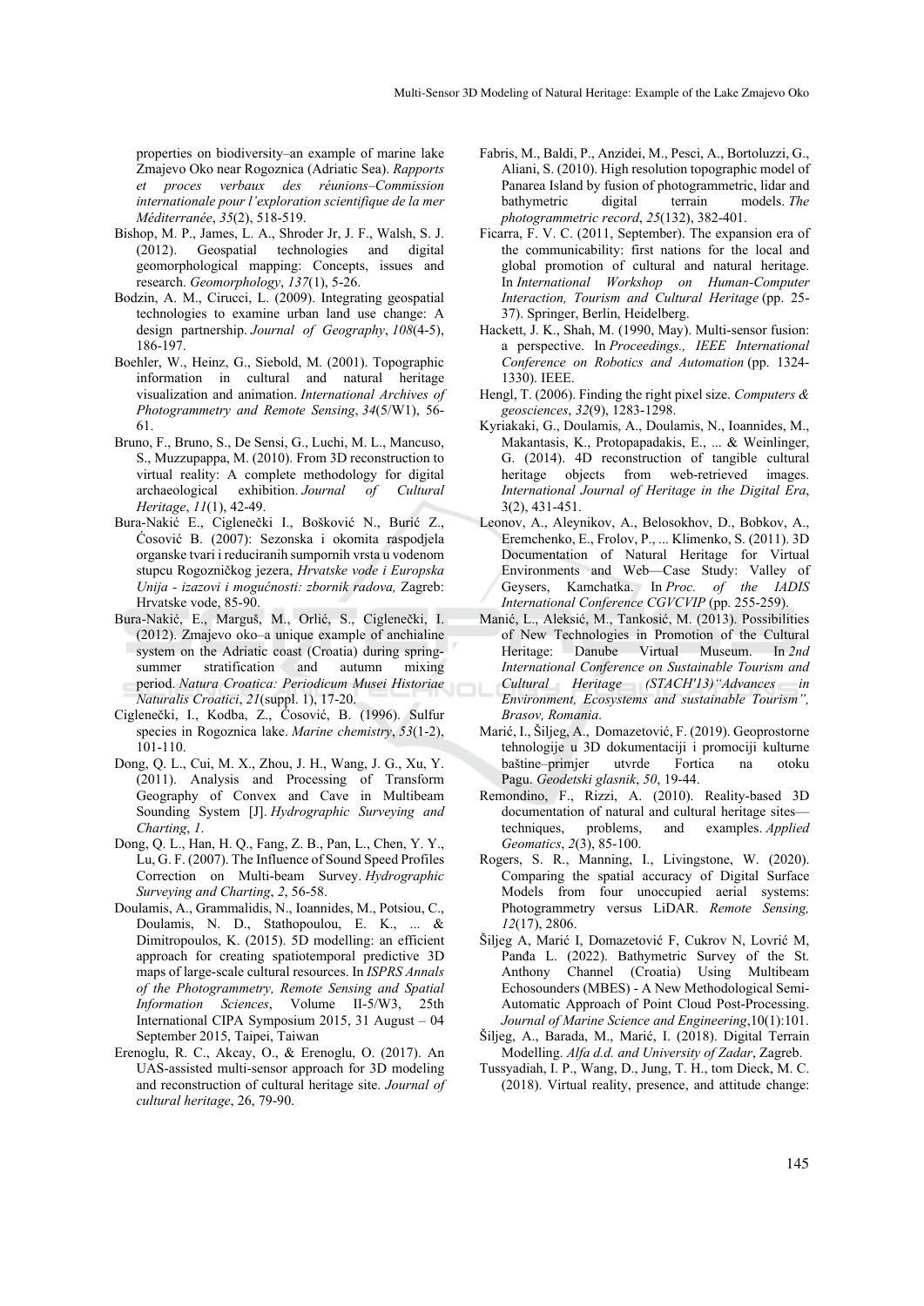properties on biodiversity–an example of marine lake Zmajevo Oko near Rogoznica (Adriatic Sea). *Rapports et proces verbaux des réunions–Commission internationale pour l'exploration scientifique de la mer Méditerranée*, *35*(2), 518-519.

Bishop, M. P., James, L. A., Shroder Jr, J. F., Walsh, S. J. (2012). Geospatial technologies and digital geomorphological mapping: Concepts, issues and research. *Geomorphology*, *137*(1), 5-26.

Bodzin, A. M., Cirucci, L. (2009). Integrating geospatial technologies to examine urban land use change: A design partnership. *Journal of Geography*, *108*(4-5), 186-197.

Boehler, W., Heinz, G., Siebold, M. (2001). Topographic information in cultural and natural heritage visualization and animation. *International Archives of Photogrammetry and Remote Sensing*, *34*(5/W1), 56-61.

Bruno, F., Bruno, S., De Sensi, G., Luchi, M. L., Mancuso, S., Muzzupappa, M. (2010). From 3D reconstruction to virtual reality: A complete methodology for digital archaeological exhibition. *Journal of Cultural Heritage*, *11*(1), 42-49.

Bura-Nakić E., Ciglenečki I., Bošković N., Burić Z., Ćosović B. (2007): Sezonska i okomita raspodjela organske tvari i reduciranih sumpornih vrsta u vodenom stupcu Rogozničkog jezera, *Hrvatske vode i Europska Unija - izazovi i mogućnosti: zbornik radova,* Zagreb: Hrvatske vode, 85-90.

Bura-Nakić, E., Marguš, M., Orlić, S., Ciglenečki, I. (2012). Zmajevo oko–a unique example of anchialine system on the Adriatic coast (Croatia) during spring-summer stratification and autumn mixing period. *Natura Croatica: Periodicum Musei Historiae Naturalis Croatici*, *21*(suppl. 1), 17-20.

Ciglenečki, I., Kodba, Z., Ćosović, B. (1996). Sulfur species in Rogoznica lake. *Marine chemistry*, *53*(1-2), 101-110.

Dong, Q. L., Cui, M. X., Zhou, J. H., Wang, J. G., Xu, Y. (2011). Analysis and Processing of Transform Geography of Convex and Cave in Multibeam Sounding System [J]. *Hydrographic Surveying and Charting*, *1*.

Dong, Q. L., Han, H. Q., Fang, Z. B., Pan, L., Chen, Y. Y., Lu, G. F. (2007). The Influence of Sound Speed Profiles Correction on Multi-beam Survey. *Hydrographic Surveying and Charting*, *2*, 56-58.

Doulamis, A., Grammalidis, N., Ioannides, M., Potsiou, C., Doulamis, N. D., Stathopoulou, E. K., ... & Dimitropoulos, K. (2015). 5D modelling: an efficient approach for creating spatiotemporal predictive 3D maps of large-scale cultural resources. In *ISPRS Annals of the Photogrammetry, Remote Sensing and Spatial Information Sciences*, Volume II-5/W3, 25th International CIPA Symposium 2015, 31 August – 04 September 2015, Taipei, Taiwan

Erenoglu, R. C., Akcay, O., & Erenoglu, O. (2017). An UAS-assisted multi-sensor approach for 3D modeling and reconstruction of cultural heritage site. *Journal of cultural heritage*, 26, 79-90.

Fabris, M., Baldi, P., Anzidei, M., Pesci, A., Bortoluzzi, G., Aliani, S. (2010). High resolution topographic model of Panarea Island by fusion of photogrammetric, lidar and bathymetric digital terrain models. *The photogrammetric record*, *25*(132), 382-401.

Ficarra, F. V. C. (2011, September). The expansion era of the communicability: first nations for the local and global promotion of cultural and natural heritage. In *International Workshop on Human-Computer Interaction, Tourism and Cultural Heritage* (pp. 25-37). Springer, Berlin, Heidelberg.

Hackett, J. K., Shah, M. (1990, May). Multi-sensor fusion: a perspective. In *Proceedings., IEEE International Conference on Robotics and Automation* (pp. 1324-1330). IEEE.

Hengl, T. (2006). Finding the right pixel size. *Computers & geosciences*, *32*(9), 1283-1298.

Kyriakaki, G., Doulamis, A., Doulamis, N., Ioannides, M., Makantasis, K., Protopapadakis, E., ... & Weinlinger, G. (2014). 4D reconstruction of tangible cultural heritage objects from web-retrieved images. *International Journal of Heritage in the Digital Era*, 3(2), 431-451.

Leonov, A., Aleynikov, A., Belosokhov, D., Bobkov, A., Eremchenko, E., Frolov, P., ... Klimenko, S. (2011). 3D Documentation of Natural Heritage for Virtual Environments and Web—Case Study: Valley of Geysers, Kamchatka. In *Proc. of the IADIS International Conference CGVCVIP* (pp. 255-259).

Manić, L., Aleksić, M., Tankosić, M. (2013). Possibilities of New Technologies in Promotion of the Cultural Heritage: Danube Virtual Museum. In *2nd International Conference on Sustainable Tourism and Cultural Heritage (STACH'13)"Advances in Environment, Ecosystems and sustainable Tourism", Brasov, Romania*.

Marić, I., Šiljeg, A., Domazetović, F. (2019). Geoprostorne tehnologije u 3D dokumentaciji i promociji kulturne baštine–primjer utvrde Fortica na otoku Pagu. *Geodetski glasnik*, *50*, 19-44.

Remondino, F., Rizzi, A. (2010). Reality-based 3D documentation of natural and cultural heritage sites—techniques, problems, and examples. *Applied Geomatics*, *2*(3), 85-100.

Rogers, S. R., Manning, I., Livingstone, W. (2020). Comparing the spatial accuracy of Digital Surface Models from four unoccupied aerial systems: Photogrammetry versus LiDAR. *Remote Sensing, 12*(17), 2806.

Šiljeg A, Marić I, Domazetović F, Cukrov N, Lovrić M, Panđa L. (2022). Bathymetric Survey of the St. Anthony Channel (Croatia) Using Multibeam Echosounders (MBES) - A New Methodological Semi-Automatic Approach of Point Cloud Post-Processing. *Journal of Marine Science and Engineering*,10(1):101.

Šiljeg, A., Barada, M., Marić, I. (2018). Digital Terrain Modelling. *Alfa d.d. and University of Zadar*, Zagreb.

Tussyadiah, I. P., Wang, D., Jung, T. H., tom Dieck, M. C. (2018). Virtual reality, presence, and attitude change: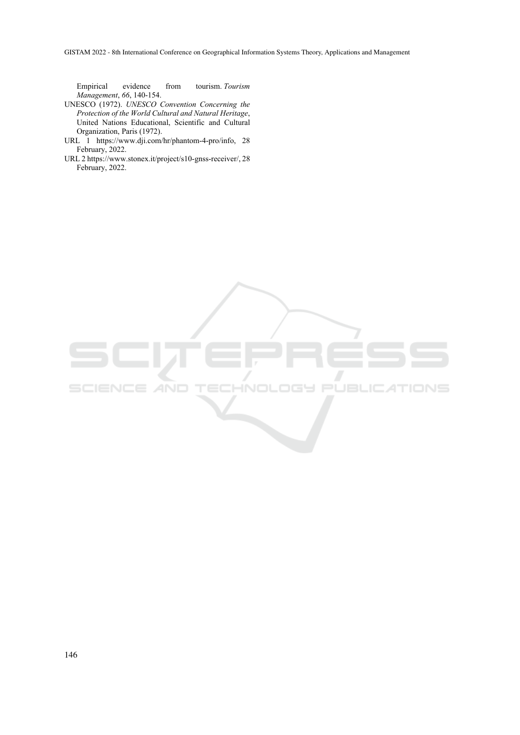Empirical evidence from tourism. *Tourism Management*, *66*, 140-154.

UNESCO (1972). *UNESCO Convention Concerning the Protection of the World Cultural and Natural Heritage*, United Nations Educational, Scientific and Cultural Organization, Paris (1972).

URL 1 https://www.dji.com/hr/phantom-4-pro/info, 28 February, 2022.

URL 2 https://www.stonex.it/project/s10-gnss-receiver/, 28 February, 2022.